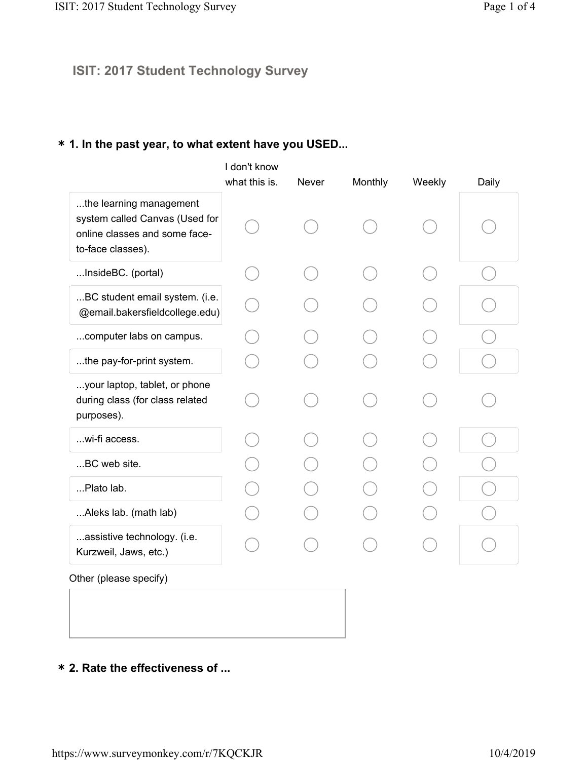# ISIT: 2017 Student Technology Survey

**\* 1. In the past year, to what extent have you USED...**

| | I don't know what this is. | Never | Monthly | Weekly | Daily |
|---|---|---|---|---|---|
| ...the learning management system called Canvas (Used for online classes and some face-to-face classes). | ◯ | ◯ | ◯ | ◯ | ◯ |
| ...InsideBC. (portal) | ◯ | ◯ | ◯ | ◯ | ◯ |
| ...BC student email system. (i.e. @email.bakersfieldcollege.edu) | ◯ | ◯ | ◯ | ◯ | ◯ |
| ...computer labs on campus. | ◯ | ◯ | ◯ | ◯ | ◯ |
| ...the pay-for-print system. | ◯ | ◯ | ◯ | ◯ | ◯ |
| ...your laptop, tablet, or phone during class (for class related purposes). | ◯ | ◯ | ◯ | ◯ | ◯ |
| ...wi-fi access. | ◯ | ◯ | ◯ | ◯ | ◯ |
| ...BC web site. | ◯ | ◯ | ◯ | ◯ | ◯ |
| ...Plato lab. | ◯ | ◯ | ◯ | ◯ | ◯ |
| ...Aleks lab. (math lab) | ◯ | ◯ | ◯ | ◯ | ◯ |
| ...assistive technology. (i.e. Kurzweil, Jaws, etc.) | ◯ | ◯ | ◯ | ◯ | ◯ |

Other (please specify)

**\* 2. Rate the effectiveness of ...**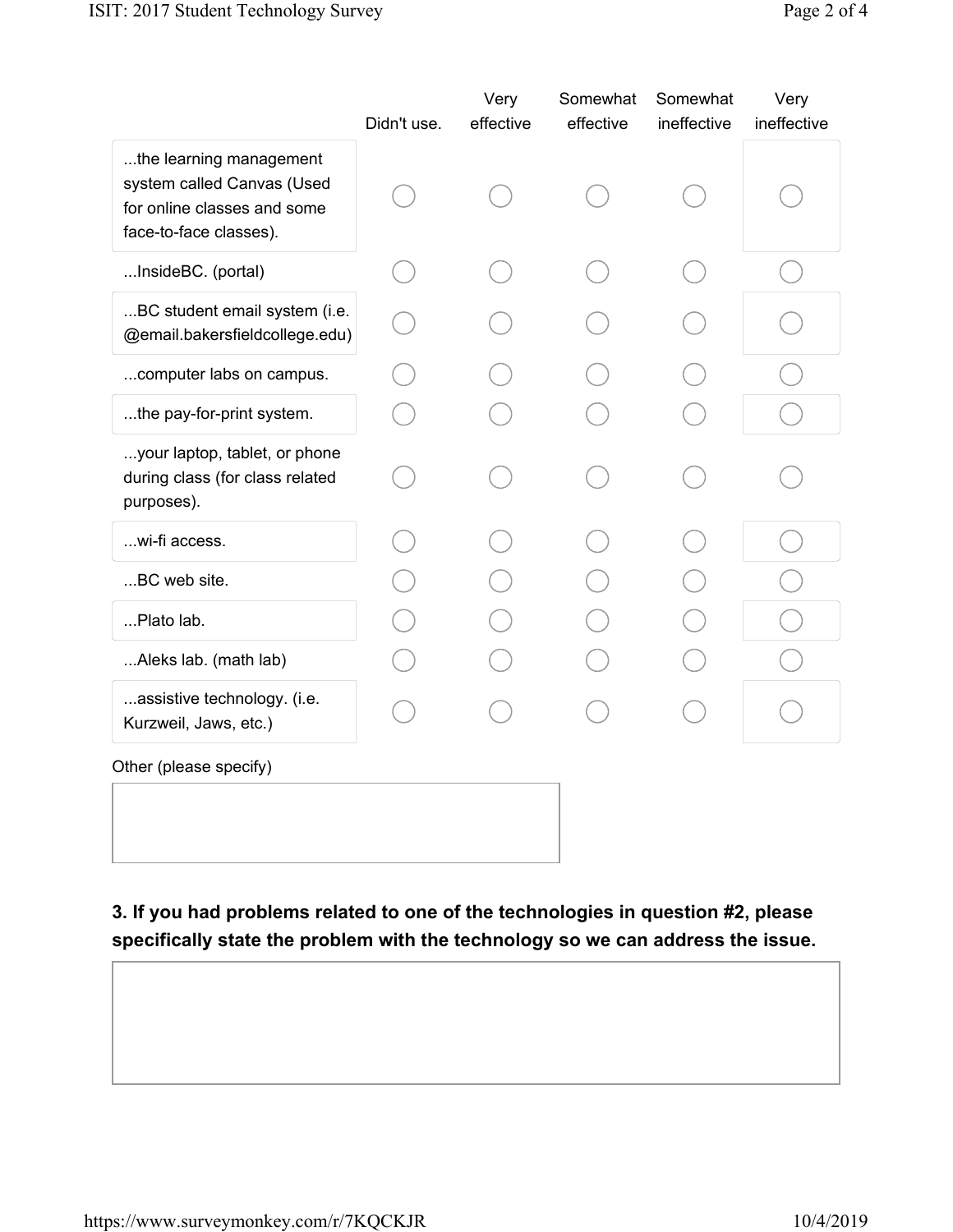| | Didn't use. | Very effective | Somewhat effective | Somewhat ineffective | Very ineffective |
|---|---|---|---|---|---|
| ...the learning management system called Canvas (Used for online classes and some face-to-face classes). | ◯ | ◯ | ◯ | ◯ | ◯ |
| ...InsideBC. (portal) | ◯ | ◯ | ◯ | ◯ | ◯ |
| ...BC student email system (i.e. @email.bakersfieldcollege.edu) | ◯ | ◯ | ◯ | ◯ | ◯ |
| ...computer labs on campus. | ◯ | ◯ | ◯ | ◯ | ◯ |
| ...the pay-for-print system. | ◯ | ◯ | ◯ | ◯ | ◯ |
| ...your laptop, tablet, or phone during class (for class related purposes). | ◯ | ◯ | ◯ | ◯ | ◯ |
| ...wi-fi access. | ◯ | ◯ | ◯ | ◯ | ◯ |
| ...BC web site. | ◯ | ◯ | ◯ | ◯ | ◯ |
| ...Plato lab. | ◯ | ◯ | ◯ | ◯ | ◯ |
| ...Aleks lab. (math lab) | ◯ | ◯ | ◯ | ◯ | ◯ |
| ...assistive technology. (i.e. Kurzweil, Jaws, etc.) | ◯ | ◯ | ◯ | ◯ | ◯ |

Other (please specify)

**3. If you had problems related to one of the technologies in question #2, please specifically state the problem with the technology so we can address the issue.**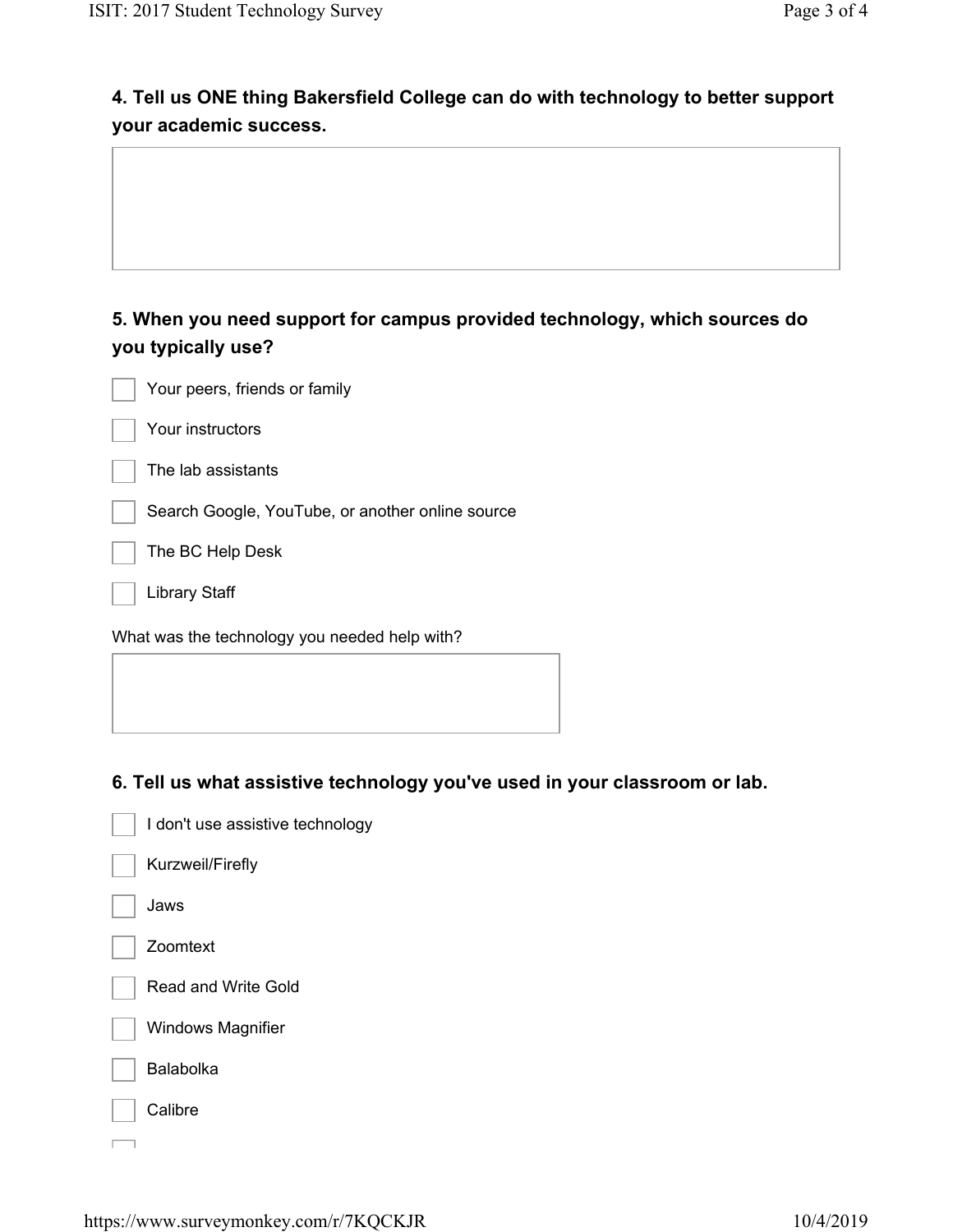**4. Tell us ONE thing Bakersfield College can do with technology to better support your academic success.**

**5. When you need support for campus provided technology, which sources do you typically use?**

- [ ] Your peers, friends or family
- [ ] Your instructors
- [ ] The lab assistants
- [ ] Search Google, YouTube, or another online source
- [ ] The BC Help Desk
- [ ] Library Staff

What was the technology you needed help with?

**6. Tell us what assistive technology you've used in your classroom or lab.**

- [ ] I don't use assistive technology
- [ ] Kurzweil/Firefly
- [ ] Jaws
- [ ] Zoomtext
- [ ] Read and Write Gold
- [ ] Windows Magnifier
- [ ] Balabolka
- [ ] Calibre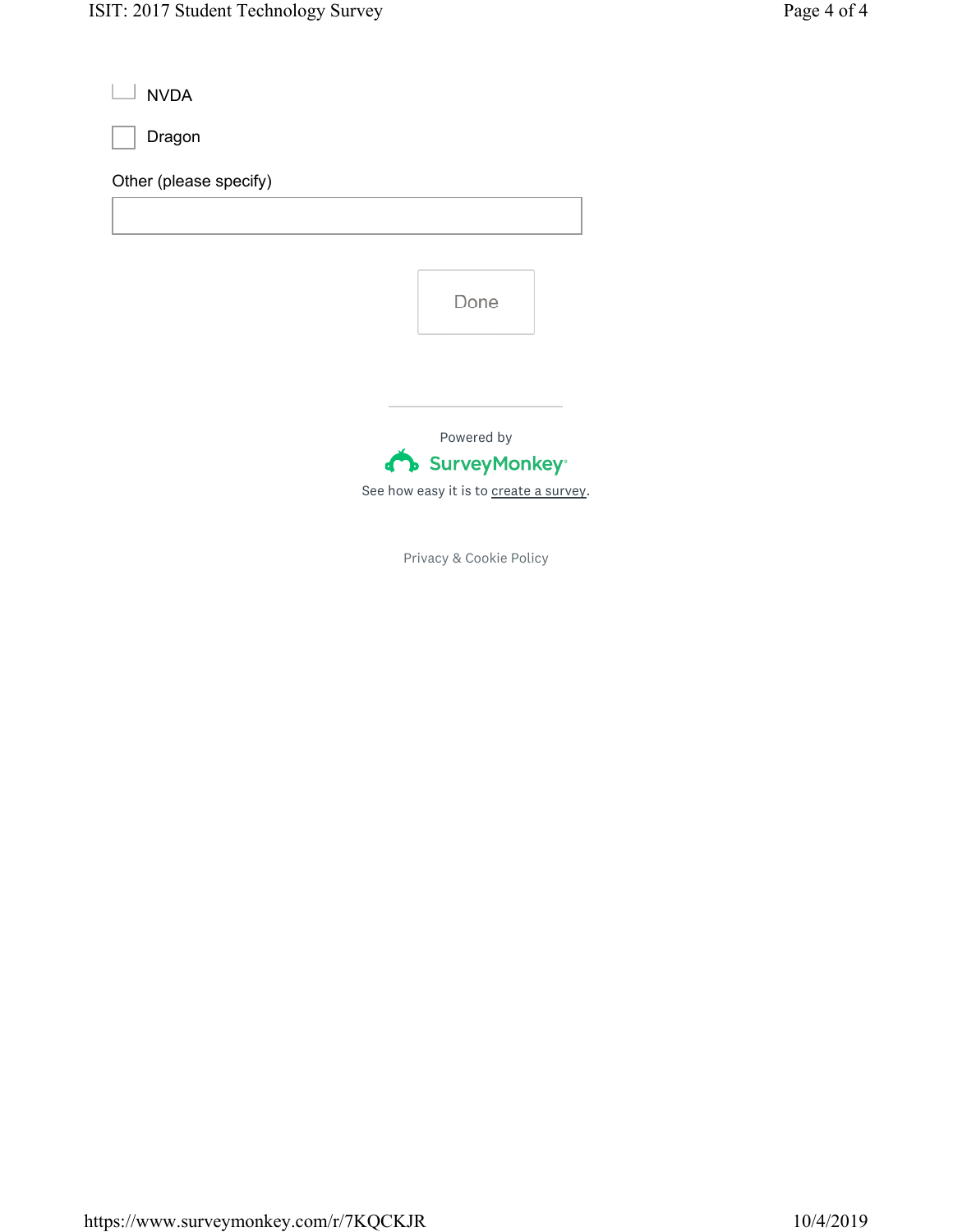- [ ] NVDA
- [ ] Dragon

Other (please specify)

Done

Powered by

SurveyMonkey

See how easy it is to create a survey.

Privacy & Cookie Policy